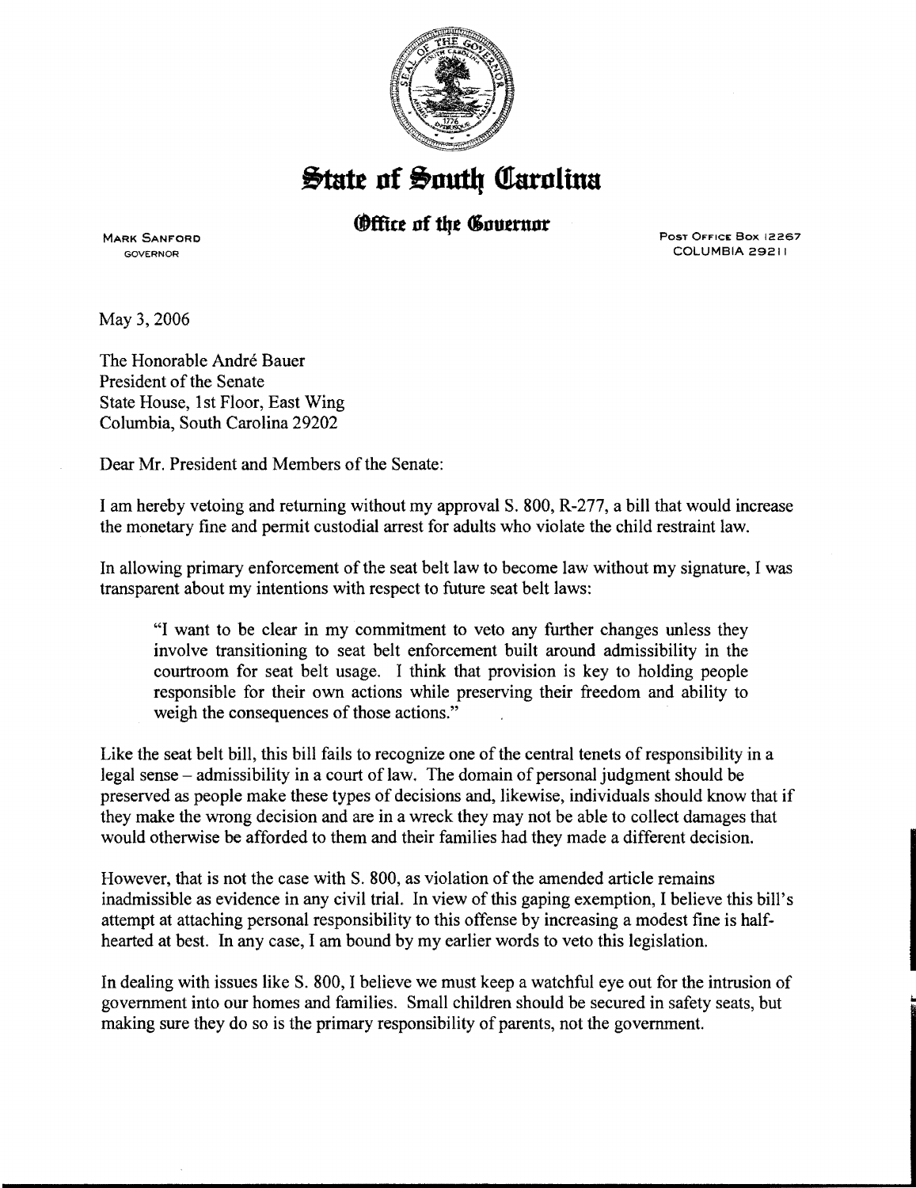# State of South Carolina

## Office of the Governor

MARK SANFORD
GOVERNOR

POST OFFICE BOX 12267
COLUMBIA 29211

May 3, 2006

The Honorable André Bauer
President of the Senate
State House, 1st Floor, East Wing
Columbia, South Carolina 29202

Dear Mr. President and Members of the Senate:

I am hereby vetoing and returning without my approval S. 800, R-277, a bill that would increase the monetary fine and permit custodial arrest for adults who violate the child restraint law.

In allowing primary enforcement of the seat belt law to become law without my signature, I was transparent about my intentions with respect to future seat belt laws:

> "I want to be clear in my commitment to veto any further changes unless they involve transitioning to seat belt enforcement built around admissibility in the courtroom for seat belt usage. I think that provision is key to holding people responsible for their own actions while preserving their freedom and ability to weigh the consequences of those actions."

Like the seat belt bill, this bill fails to recognize one of the central tenets of responsibility in a legal sense – admissibility in a court of law. The domain of personal judgment should be preserved as people make these types of decisions and, likewise, individuals should know that if they make the wrong decision and are in a wreck they may not be able to collect damages that would otherwise be afforded to them and their families had they made a different decision.

However, that is not the case with S. 800, as violation of the amended article remains inadmissible as evidence in any civil trial. In view of this gaping exemption, I believe this bill's attempt at attaching personal responsibility to this offense by increasing a modest fine is half-hearted at best. In any case, I am bound by my earlier words to veto this legislation.

In dealing with issues like S. 800, I believe we must keep a watchful eye out for the intrusion of government into our homes and families. Small children should be secured in safety seats, but making sure they do so is the primary responsibility of parents, not the government.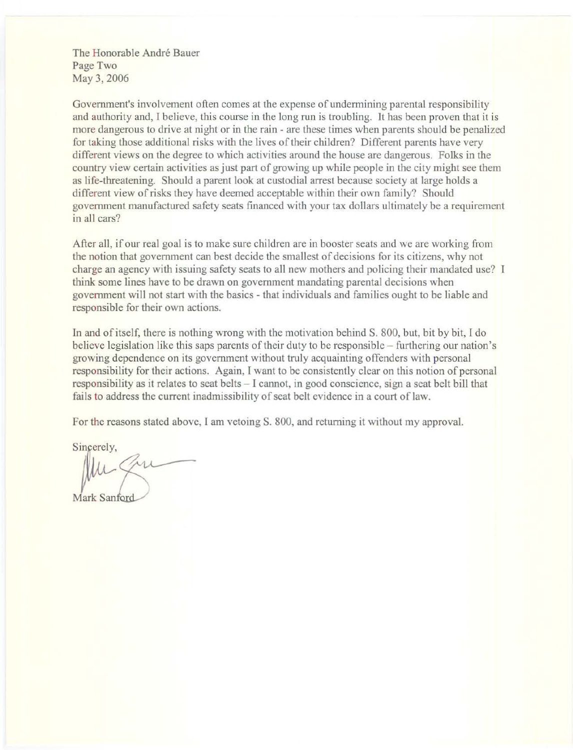The Honorable André Bauer
Page Two
May 3, 2006

Government's involvement often comes at the expense of undermining parental responsibility and authority and, I believe, this course in the long run is troubling. It has been proven that it is more dangerous to drive at night or in the rain - are these times when parents should be penalized for taking those additional risks with the lives of their children? Different parents have very different views on the degree to which activities around the house are dangerous. Folks in the country view certain activities as just part of growing up while people in the city might see them as life-threatening. Should a parent look at custodial arrest because society at large holds a different view of risks they have deemed acceptable within their own family? Should government manufactured safety seats financed with your tax dollars ultimately be a requirement in all cars?

After all, if our real goal is to make sure children are in booster seats and we are working from the notion that government can best decide the smallest of decisions for its citizens, why not charge an agency with issuing safety seats to all new mothers and policing their mandated use? I think some lines have to be drawn on government mandating parental decisions when government will not start with the basics - that individuals and families ought to be liable and responsible for their own actions.

In and of itself, there is nothing wrong with the motivation behind S. 800, but, bit by bit, I do believe legislation like this saps parents of their duty to be responsible – furthering our nation's growing dependence on its government without truly acquainting offenders with personal responsibility for their actions. Again, I want to be consistently clear on this notion of personal responsibility as it relates to seat belts – I cannot, in good conscience, sign a seat belt bill that fails to address the current inadmissibility of seat belt evidence in a court of law.

For the reasons stated above, I am vetoing S. 800, and returning it without my approval.

Sincerely,

Mark Sanford